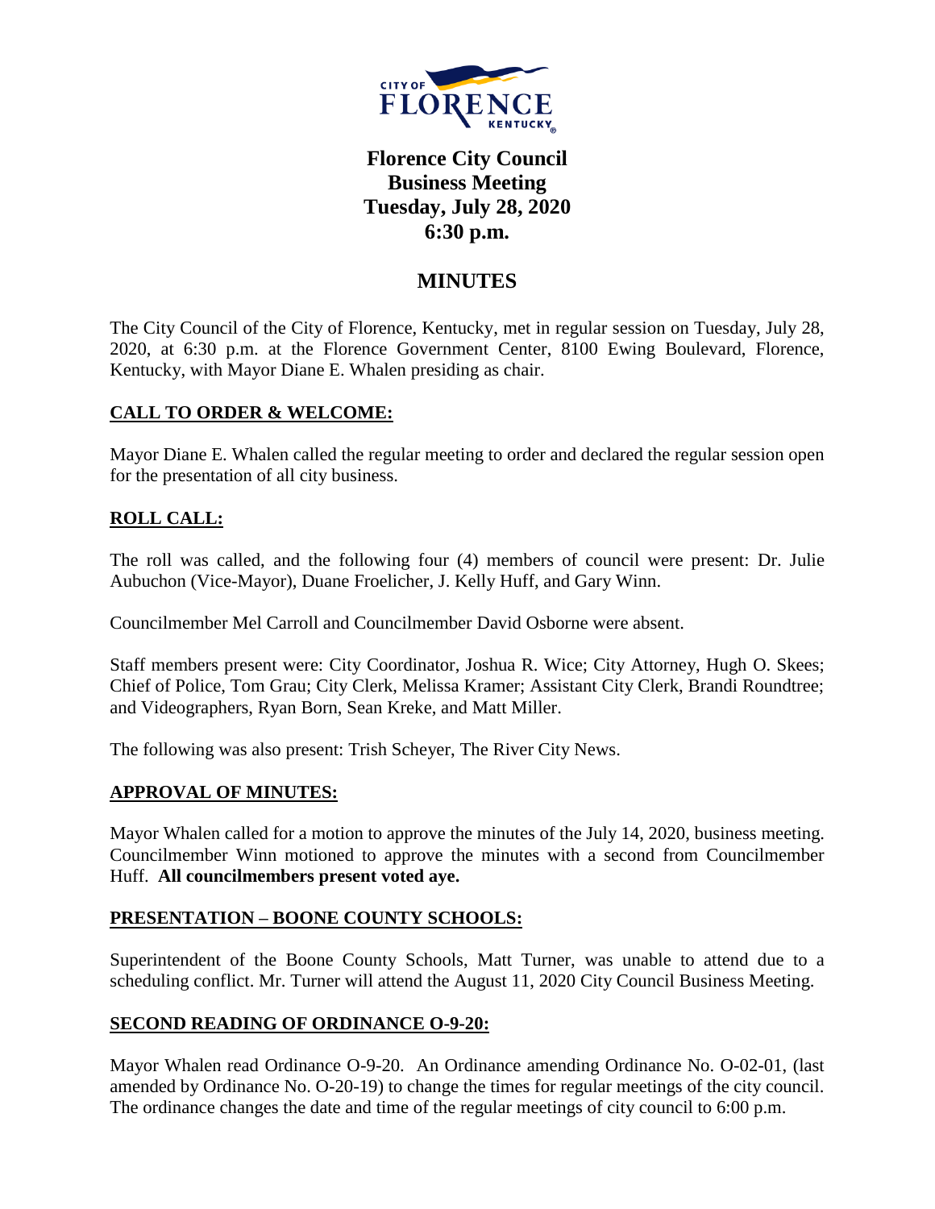# Florence City Council Business Meeting Tuesday, July 28, 2020 6:30 p.m.

## MINUTES

The City Council of the City of Florence, Kentucky, met in regular session on Tuesday, July 28, 2020, at 6:30 p.m. at the Florence Government Center, 8100 Ewing Boulevard, Florence, Kentucky, with Mayor Diane E. Whalen presiding as chair.

### CALL TO ORDER & WELCOME:

Mayor Diane E. Whalen called the regular meeting to order and declared the regular session open for the presentation of all city business.

### ROLL CALL:

The roll was called, and the following four (4) members of council were present: Dr. Julie Aubuchon (Vice-Mayor), Duane Froelicher, J. Kelly Huff, and Gary Winn.

Councilmember Mel Carroll and Councilmember David Osborne were absent.

Staff members present were: City Coordinator, Joshua R. Wice; City Attorney, Hugh O. Skees; Chief of Police, Tom Grau; City Clerk, Melissa Kramer; Assistant City Clerk, Brandi Roundtree; and Videographers, Ryan Born, Sean Kreke, and Matt Miller.

The following was also present: Trish Scheyer, The River City News.

### APPROVAL OF MINUTES:

Mayor Whalen called for a motion to approve the minutes of the July 14, 2020, business meeting. Councilmember Winn motioned to approve the minutes with a second from Councilmember Huff. **All councilmembers present voted aye.**

### PRESENTATION – BOONE COUNTY SCHOOLS:

Superintendent of the Boone County Schools, Matt Turner, was unable to attend due to a scheduling conflict. Mr. Turner will attend the August 11, 2020 City Council Business Meeting.

### SECOND READING OF ORDINANCE O-9-20:

Mayor Whalen read Ordinance O-9-20. An Ordinance amending Ordinance No. O-02-01, (last amended by Ordinance No. O-20-19) to change the times for regular meetings of the city council. The ordinance changes the date and time of the regular meetings of city council to 6:00 p.m.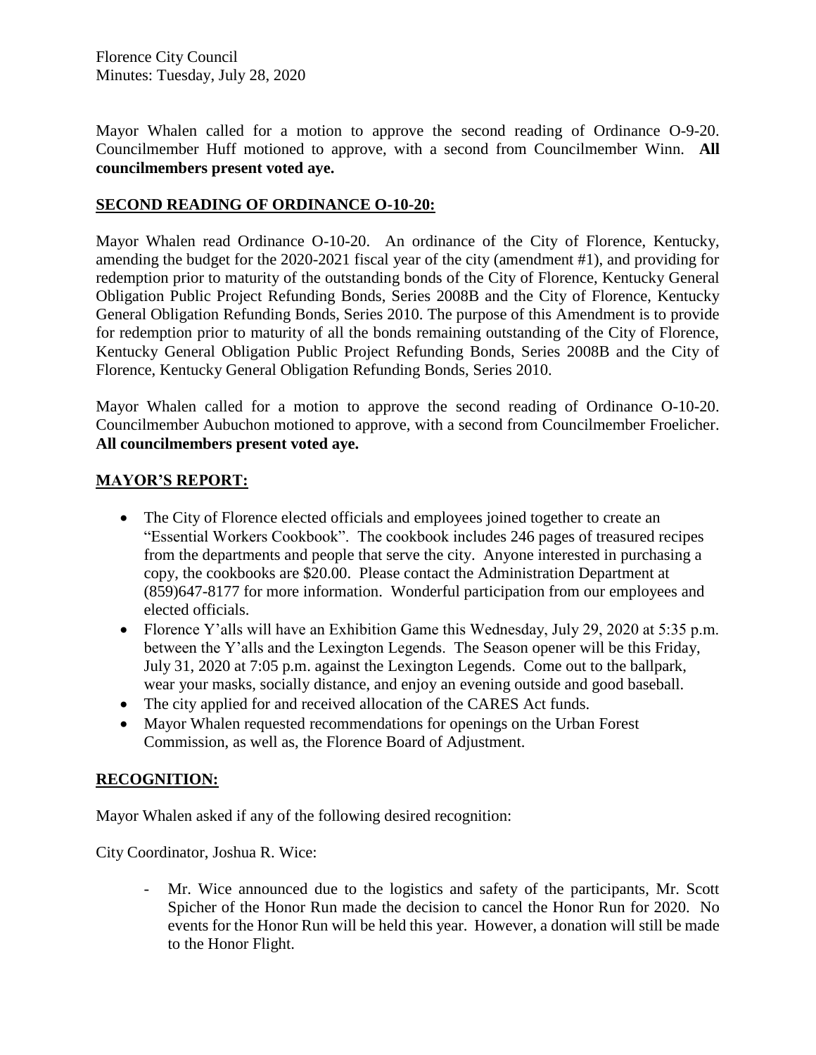Mayor Whalen called for a motion to approve the second reading of Ordinance O-9-20. Councilmember Huff motioned to approve, with a second from Councilmember Winn. **All councilmembers present voted aye.**

## SECOND READING OF ORDINANCE O-10-20:

Mayor Whalen read Ordinance O-10-20. An ordinance of the City of Florence, Kentucky, amending the budget for the 2020-2021 fiscal year of the city (amendment #1), and providing for redemption prior to maturity of the outstanding bonds of the City of Florence, Kentucky General Obligation Public Project Refunding Bonds, Series 2008B and the City of Florence, Kentucky General Obligation Refunding Bonds, Series 2010. The purpose of this Amendment is to provide for redemption prior to maturity of all the bonds remaining outstanding of the City of Florence, Kentucky General Obligation Public Project Refunding Bonds, Series 2008B and the City of Florence, Kentucky General Obligation Refunding Bonds, Series 2010.

Mayor Whalen called for a motion to approve the second reading of Ordinance O-10-20. Councilmember Aubuchon motioned to approve, with a second from Councilmember Froelicher. **All councilmembers present voted aye.**

## MAYOR'S REPORT:

- The City of Florence elected officials and employees joined together to create an "Essential Workers Cookbook". The cookbook includes 246 pages of treasured recipes from the departments and people that serve the city. Anyone interested in purchasing a copy, the cookbooks are $20.00. Please contact the Administration Department at (859)647-8177 for more information. Wonderful participation from our employees and elected officials.
- Florence Y'alls will have an Exhibition Game this Wednesday, July 29, 2020 at 5:35 p.m. between the Y'alls and the Lexington Legends. The Season opener will be this Friday, July 31, 2020 at 7:05 p.m. against the Lexington Legends. Come out to the ballpark, wear your masks, socially distance, and enjoy an evening outside and good baseball.
- The city applied for and received allocation of the CARES Act funds.
- Mayor Whalen requested recommendations for openings on the Urban Forest Commission, as well as, the Florence Board of Adjustment.

## RECOGNITION:

Mayor Whalen asked if any of the following desired recognition:

City Coordinator, Joshua R. Wice:

- Mr. Wice announced due to the logistics and safety of the participants, Mr. Scott Spicher of the Honor Run made the decision to cancel the Honor Run for 2020. No events for the Honor Run will be held this year. However, a donation will still be made to the Honor Flight.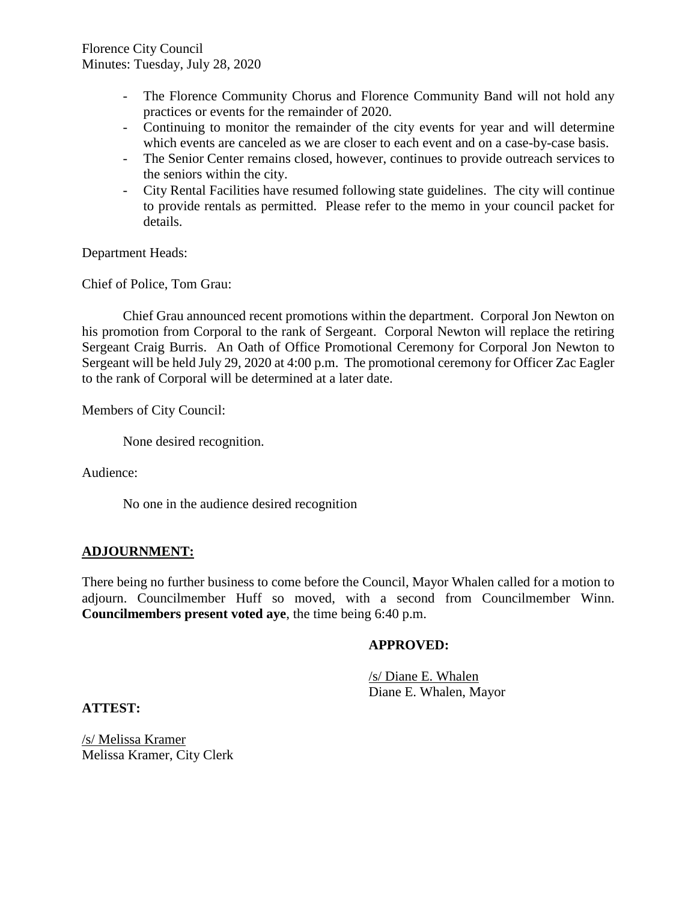- The Florence Community Chorus and Florence Community Band will not hold any practices or events for the remainder of 2020.
- Continuing to monitor the remainder of the city events for year and will determine which events are canceled as we are closer to each event and on a case-by-case basis.
- The Senior Center remains closed, however, continues to provide outreach services to the seniors within the city.
- City Rental Facilities have resumed following state guidelines. The city will continue to provide rentals as permitted. Please refer to the memo in your council packet for details.

Department Heads:

Chief of Police, Tom Grau:

Chief Grau announced recent promotions within the department. Corporal Jon Newton on his promotion from Corporal to the rank of Sergeant. Corporal Newton will replace the retiring Sergeant Craig Burris. An Oath of Office Promotional Ceremony for Corporal Jon Newton to Sergeant will be held July 29, 2020 at 4:00 p.m. The promotional ceremony for Officer Zac Eagler to the rank of Corporal will be determined at a later date.

Members of City Council:

None desired recognition.

Audience:

No one in the audience desired recognition

**ADJOURNMENT:**

There being no further business to come before the Council, Mayor Whalen called for a motion to adjourn. Councilmember Huff so moved, with a second from Councilmember Winn. **Councilmembers present voted aye**, the time being 6:40 p.m.

**APPROVED:**

/s/ Diane E. Whalen
Diane E. Whalen, Mayor

**ATTEST:**

/s/ Melissa Kramer
Melissa Kramer, City Clerk